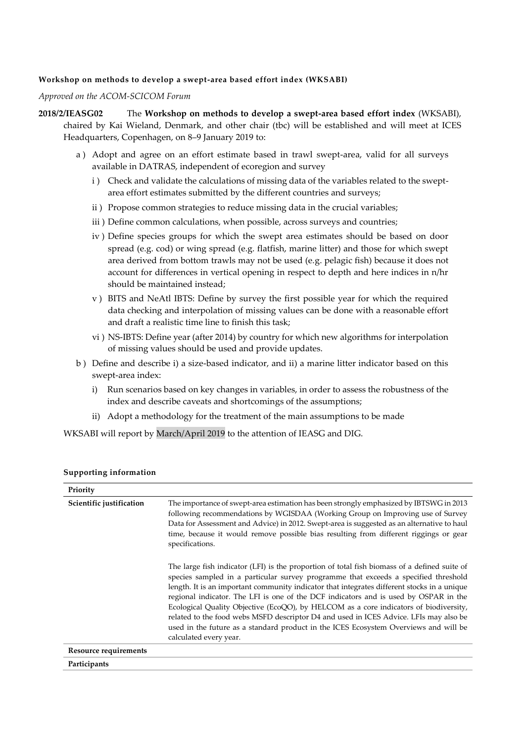**Workshop on methods to develop a swept-area based effort index (WKSABI)**

*Approved on the ACOM-SCICOM Forum*

**2018/2/IEASG02** The **Workshop on methods to develop a swept-area based effort index** (WKSABI), chaired by Kai Wieland, Denmark, and other chair (tbc) will be established and will meet at ICES Headquarters, Copenhagen, on 8–9 January 2019 to:

a ) Adopt and agree on an effort estimate based in trawl swept-area, valid for all surveys available in DATRAS, independent of ecoregion and survey

  i ) Check and validate the calculations of missing data of the variables related to the swept-area effort estimates submitted by the different countries and surveys;

  ii ) Propose common strategies to reduce missing data in the crucial variables;

  iii ) Define common calculations, when possible, across surveys and countries;

  iv ) Define species groups for which the swept area estimates should be based on door spread (e.g. cod) or wing spread (e.g. flatfish, marine litter) and those for which swept area derived from bottom trawls may not be used (e.g. pelagic fish) because it does not account for differences in vertical opening in respect to depth and here indices in n/hr should be maintained instead;

  v ) BITS and NeAtl IBTS: Define by survey the first possible year for which the required data checking and interpolation of missing values can be done with a reasonable effort and draft a realistic time line to finish this task;

  vi ) NS-IBTS: Define year (after 2014) by country for which new algorithms for interpolation of missing values should be used and provide updates.

b ) Define and describe i) a size-based indicator, and ii) a marine litter indicator based on this swept-area index:

  i) Run scenarios based on key changes in variables, in order to assess the robustness of the index and describe caveats and shortcomings of the assumptions;

  ii) Adopt a methodology for the treatment of the main assumptions to be made

WKSABI will report by March/April 2019 to the attention of IEASG and DIG.

**Supporting information**

| **Priority** | |
|---|---|
| **Scientific justification** | The importance of swept-area estimation has been strongly emphasized by IBTSWG in 2013 following recommendations by WGISDAA (Working Group on Improving use of Survey Data for Assessment and Advice) in 2012. Swept-area is suggested as an alternative to haul time, because it would remove possible bias resulting from different riggings or gear specifications.<br><br>The large fish indicator (LFI) is the proportion of total fish biomass of a defined suite of species sampled in a particular survey programme that exceeds a specified threshold length. It is an important community indicator that integrates different stocks in a unique regional indicator. The LFI is one of the DCF indicators and is used by OSPAR in the Ecological Quality Objective (EcoQO), by HELCOM as a core indicators of biodiversity, related to the food webs MSFD descriptor D4 and used in ICES Advice. LFIs may also be used in the future as a standard product in the ICES Ecosystem Overviews and will be calculated every year. |
| **Resource requirements** | |
| **Participants** | |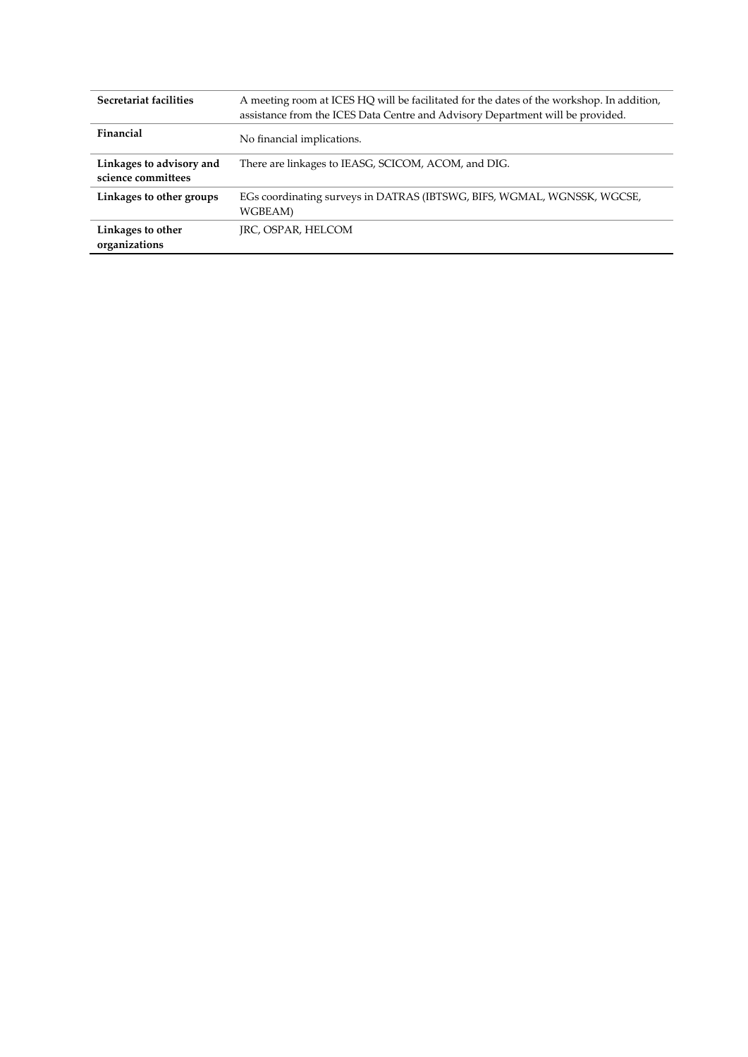| | |
|---|---|
| **Secretariat facilities** | A meeting room at ICES HQ will be facilitated for the dates of the workshop. In addition, assistance from the ICES Data Centre and Advisory Department will be provided. |
| **Financial** | No financial implications. |
| **Linkages to advisory and science committees** | There are linkages to IEASG, SCICOM, ACOM, and DIG. |
| **Linkages to other groups** | EGs coordinating surveys in DATRAS (IBTSWG, BIFS, WGMAL, WGNSSK, WGCSE, WGBEAM) |
| **Linkages to other organizations** | JRC, OSPAR, HELCOM |